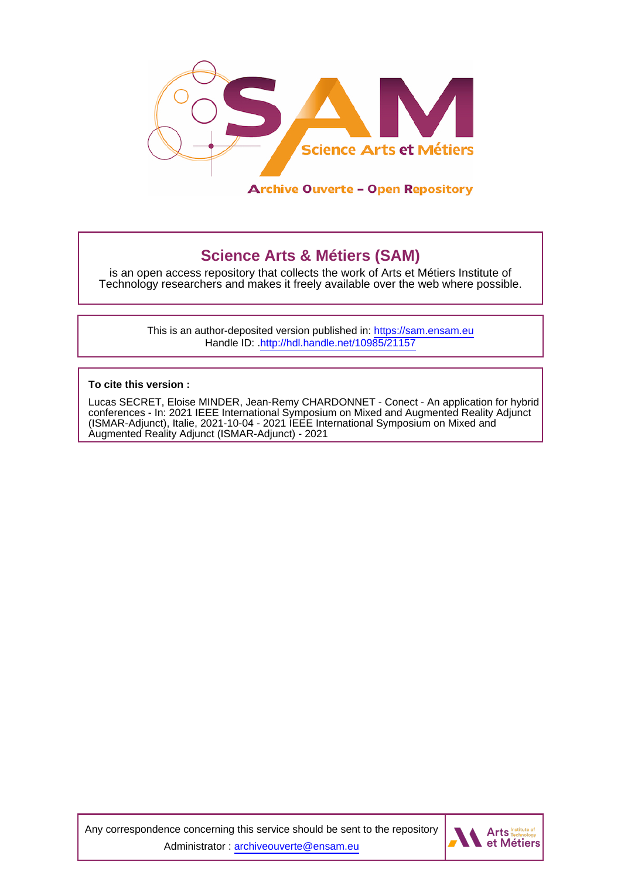Science Arts et Métiers

Archive Ouverte – Open Repository

## Science Arts & Métiers (SAM)

is an open access repository that collects the work of Arts et Métiers Institute of Technology researchers and makes it freely available over the web where possible.

This is an author-deposited version published in: https://sam.ensam.eu
Handle ID: .http://hdl.handle.net/10985/21157

**To cite this version :**

Lucas SECRET, Eloise MINDER, Jean-Remy CHARDONNET - Conect - An application for hybrid conferences - In: 2021 IEEE International Symposium on Mixed and Augmented Reality Adjunct (ISMAR-Adjunct), Italie, 2021-10-04 - 2021 IEEE International Symposium on Mixed and Augmented Reality Adjunct (ISMAR-Adjunct) - 2021

Any correspondence concerning this service should be sent to the repository Administrator : archiveouverte@ensam.eu

Arts Institute of Technology et Métiers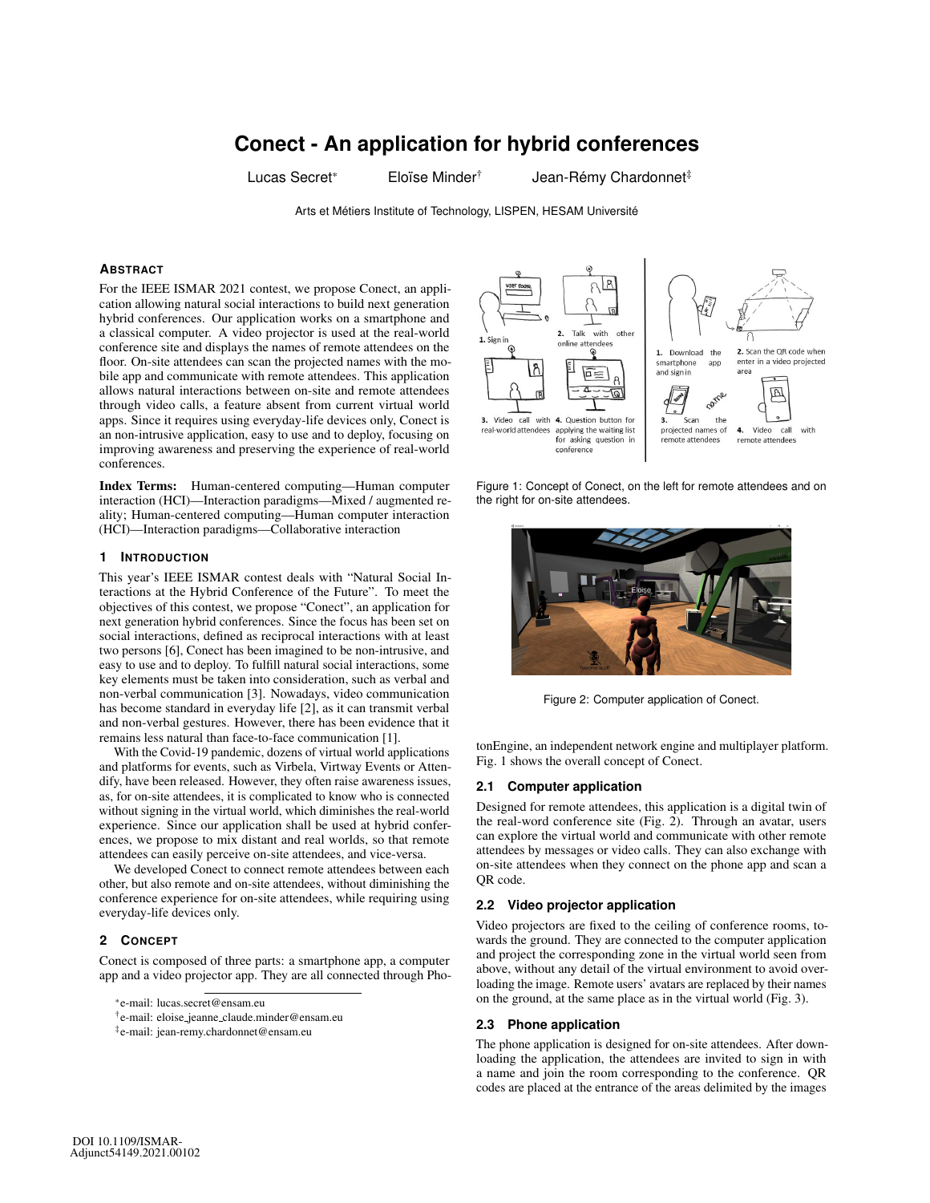# Conect - An application for hybrid conferences

Lucas Secret* Eloïse Minder† Jean-Rémy Chardonnet‡

Arts et Métiers Institute of Technology, LISPEN, HESAM Université

## Abstract

For the IEEE ISMAR 2021 contest, we propose Conect, an application allowing natural social interactions to build next generation hybrid conferences. Our application works on a smartphone and a classical computer. A video projector is used at the real-world conference site and displays the names of remote attendees on the floor. On-site attendees can scan the projected names with the mobile app and communicate with remote attendees. This application allows natural interactions between on-site and remote attendees through video calls, a feature absent from current virtual world apps. Since it requires using everyday-life devices only, Conect is an non-intrusive application, easy to use and to deploy, focusing on improving awareness and preserving the experience of real-world conferences.

**Index Terms:** Human-centered computing—Human computer interaction (HCI)—Interaction paradigms—Mixed / augmented reality; Human-centered computing—Human computer interaction (HCI)—Interaction paradigms—Collaborative interaction

## 1 Introduction

This year's IEEE ISMAR contest deals with "Natural Social Interactions at the Hybrid Conference of the Future". To meet the objectives of this contest, we propose "Conect", an application for next generation hybrid conferences. Since the focus has been set on social interactions, defined as reciprocal interactions with at least two persons [6], Conect has been imagined to be non-intrusive, and easy to use and to deploy. To fulfill natural social interactions, some key elements must be taken into consideration, such as verbal and non-verbal communication [3]. Nowadays, video communication has become standard in everyday life [2], as it can transmit verbal and non-verbal gestures. However, there has been evidence that it remains less natural than face-to-face communication [1].

With the Covid-19 pandemic, dozens of virtual world applications and platforms for events, such as Virbela, Virtway Events or Attendify, have been released. However, they often raise awareness issues, as, for on-site attendees, it is complicated to know who is connected without signing in the virtual world, which diminishes the real-world experience. Since our application shall be used at hybrid conferences, we propose to mix distant and real worlds, so that remote attendees can easily perceive on-site attendees, and vice-versa.

We developed Conect to connect remote attendees between each other, but also remote and on-site attendees, without diminishing the conference experience for on-site attendees, while requiring using everyday-life devices only.

## 2 Concept

Conect is composed of three parts: a smartphone app, a computer app and a video projector app. They are all connected through PhotonEngine, an independent network engine and multiplayer platform. Fig. 1 shows the overall concept of Conect.

Figure 1: Concept of Conect, on the left for remote attendees and on the right for on-site attendees.

Figure 2: Computer application of Conect.

### 2.1 Computer application

Designed for remote attendees, this application is a digital twin of the real-word conference site (Fig. 2). Through an avatar, users can explore the virtual world and communicate with other remote attendees by messages or video calls. They can also exchange with on-site attendees when they connect on the phone app and scan a QR code.

### 2.2 Video projector application

Video projectors are fixed to the ceiling of conference rooms, towards the ground. They are connected to the computer application and project the corresponding zone in the virtual world seen from above, without any detail of the virtual environment to avoid overloading the image. Remote users' avatars are replaced by their names on the ground, at the same place as in the virtual world (Fig. 3).

### 2.3 Phone application

The phone application is designed for on-site attendees. After downloading the application, the attendees are invited to sign in with a name and join the room corresponding to the conference. QR codes are placed at the entrance of the areas delimited by the images

*e-mail: lucas.secret@ensam.eu
†e-mail: eloise_jeanne_claude.minder@ensam.eu
‡e-mail: jean-remy.chardonnet@ensam.eu

DOI 10.1109/ISMAR-Adjunct54149.2021.00102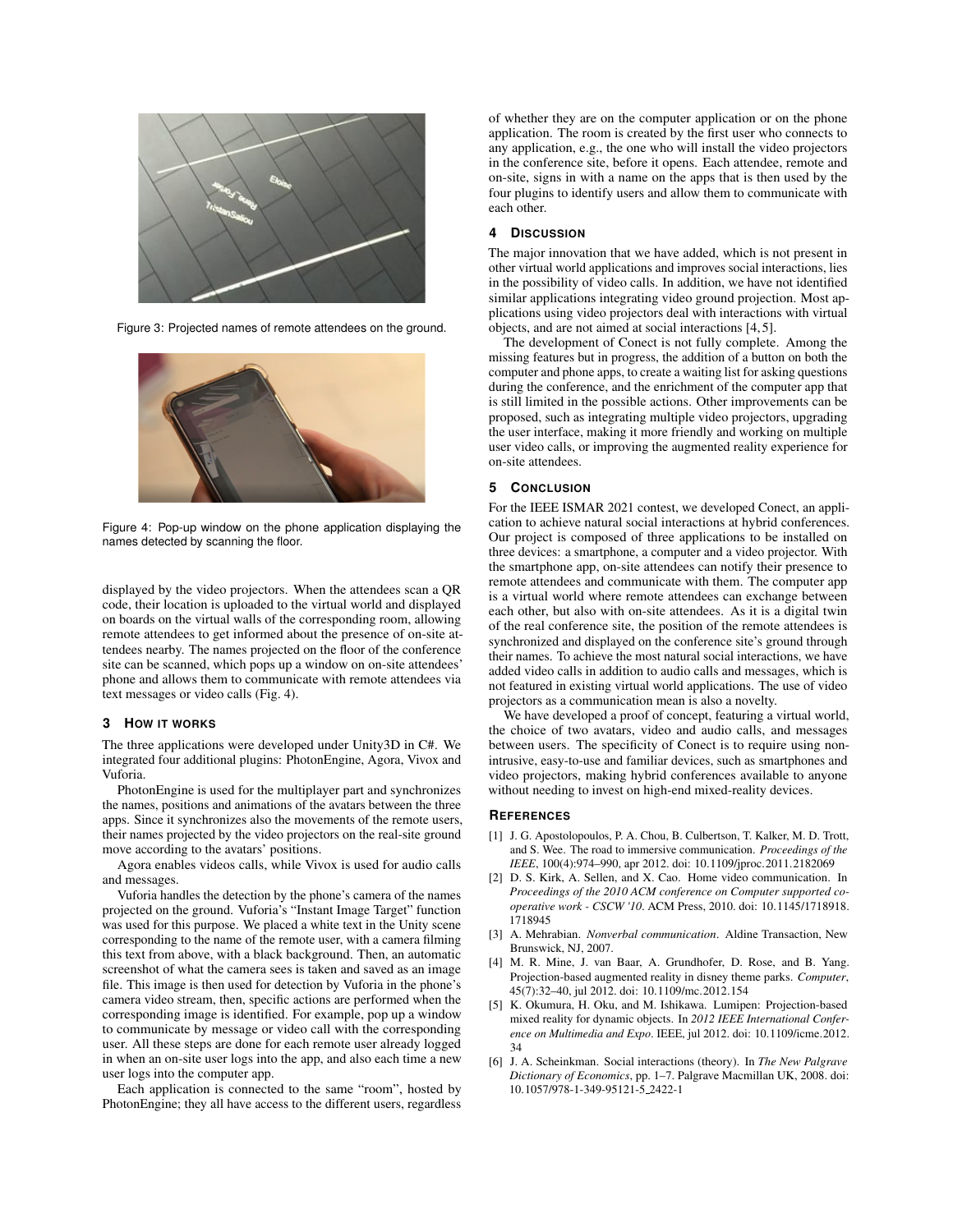Figure 3: Projected names of remote attendees on the ground.

Figure 4: Pop-up window on the phone application displaying the names detected by scanning the floor.

displayed by the video projectors. When the attendees scan a QR code, their location is uploaded to the virtual world and displayed on boards on the virtual walls of the corresponding room, allowing remote attendees to get informed about the presence of on-site attendees nearby. The names projected on the floor of the conference site can be scanned, which pops up a window on on-site attendees' phone and allows them to communicate with remote attendees via text messages or video calls (Fig. 4).

## 3 How it works

The three applications were developed under Unity3D in C#. We integrated four additional plugins: PhotonEngine, Agora, Vivox and Vuforia.

PhotonEngine is used for the multiplayer part and synchronizes the names, positions and animations of the avatars between the three apps. Since it synchronizes also the movements of the remote users, their names projected by the video projectors on the real-site ground move according to the avatars' positions.

Agora enables videos calls, while Vivox is used for audio calls and messages.

Vuforia handles the detection by the phone's camera of the names projected on the ground. Vuforia's "Instant Image Target" function was used for this purpose. We placed a white text in the Unity scene corresponding to the name of the remote user, with a camera filming this text from above, with a black background. Then, an automatic screenshot of what the camera sees is taken and saved as an image file. This image is then used for detection by Vuforia in the phone's camera video stream, then, specific actions are performed when the corresponding image is identified. For example, pop up a window to communicate by message or video call with the corresponding user. All these steps are done for each remote user already logged in when an on-site user logs into the app, and also each time a new user logs into the computer app.

Each application is connected to the same "room", hosted by PhotonEngine; they all have access to the different users, regardless of whether they are on the computer application or on the phone application. The room is created by the first user who connects to any application, e.g., the one who will install the video projectors in the conference site, before it opens. Each attendee, remote and on-site, signs in with a name on the apps that is then used by the four plugins to identify users and allow them to communicate with each other.

## 4 Discussion

The major innovation that we have added, which is not present in other virtual world applications and improves social interactions, lies in the possibility of video calls. In addition, we have not identified similar applications integrating video ground projection. Most applications using video projectors deal with interactions with virtual objects, and are not aimed at social interactions [4, 5].

The development of Conect is not fully complete. Among the missing features but in progress, the addition of a button on both the computer and phone apps, to create a waiting list for asking questions during the conference, and the enrichment of the computer app that is still limited in the possible actions. Other improvements can be proposed, such as integrating multiple video projectors, upgrading the user interface, making it more friendly and working on multiple user video calls, or improving the augmented reality experience for on-site attendees.

## 5 Conclusion

For the IEEE ISMAR 2021 contest, we developed Conect, an application to achieve natural social interactions at hybrid conferences. Our project is composed of three applications to be installed on three devices: a smartphone, a computer and a video projector. With the smartphone app, on-site attendees can notify their presence to remote attendees and communicate with them. The computer app is a virtual world where remote attendees can exchange between each other, but also with on-site attendees. As it is a digital twin of the real conference site, the position of the remote attendees is synchronized and displayed on the conference site's ground through their names. To achieve the most natural social interactions, we have added video calls in addition to audio calls and messages, which is not featured in existing virtual world applications. The use of video projectors as a communication mean is also a novelty.

We have developed a proof of concept, featuring a virtual world, the choice of two avatars, video and audio calls, and messages between users. The specificity of Conect is to require using non-intrusive, easy-to-use and familiar devices, such as smartphones and video projectors, making hybrid conferences available to anyone without needing to invest on high-end mixed-reality devices.

## References

[1] J. G. Apostolopoulos, P. A. Chou, B. Culbertson, T. Kalker, M. D. Trott, and S. Wee. The road to immersive communication. *Proceedings of the IEEE*, 100(4):974–990, apr 2012. doi: 10.1109/jproc.2011.2182069

[2] D. S. Kirk, A. Sellen, and X. Cao. Home video communication. In *Proceedings of the 2010 ACM conference on Computer supported cooperative work - CSCW '10*. ACM Press, 2010. doi: 10.1145/1718918.1718945

[3] A. Mehrabian. *Nonverbal communication*. Aldine Transaction, New Brunswick, NJ, 2007.

[4] M. R. Mine, J. van Baar, A. Grundhofer, D. Rose, and B. Yang. Projection-based augmented reality in disney theme parks. *Computer*, 45(7):32–40, jul 2012. doi: 10.1109/mc.2012.154

[5] K. Okumura, H. Oku, and M. Ishikawa. Lumipen: Projection-based mixed reality for dynamic objects. In *2012 IEEE International Conference on Multimedia and Expo*. IEEE, jul 2012. doi: 10.1109/icme.2012.34

[6] J. A. Scheinkman. Social interactions (theory). In *The New Palgrave Dictionary of Economics*, pp. 1–7. Palgrave Macmillan UK, 2008. doi: 10.1057/978-1-349-95121-5_2422-1